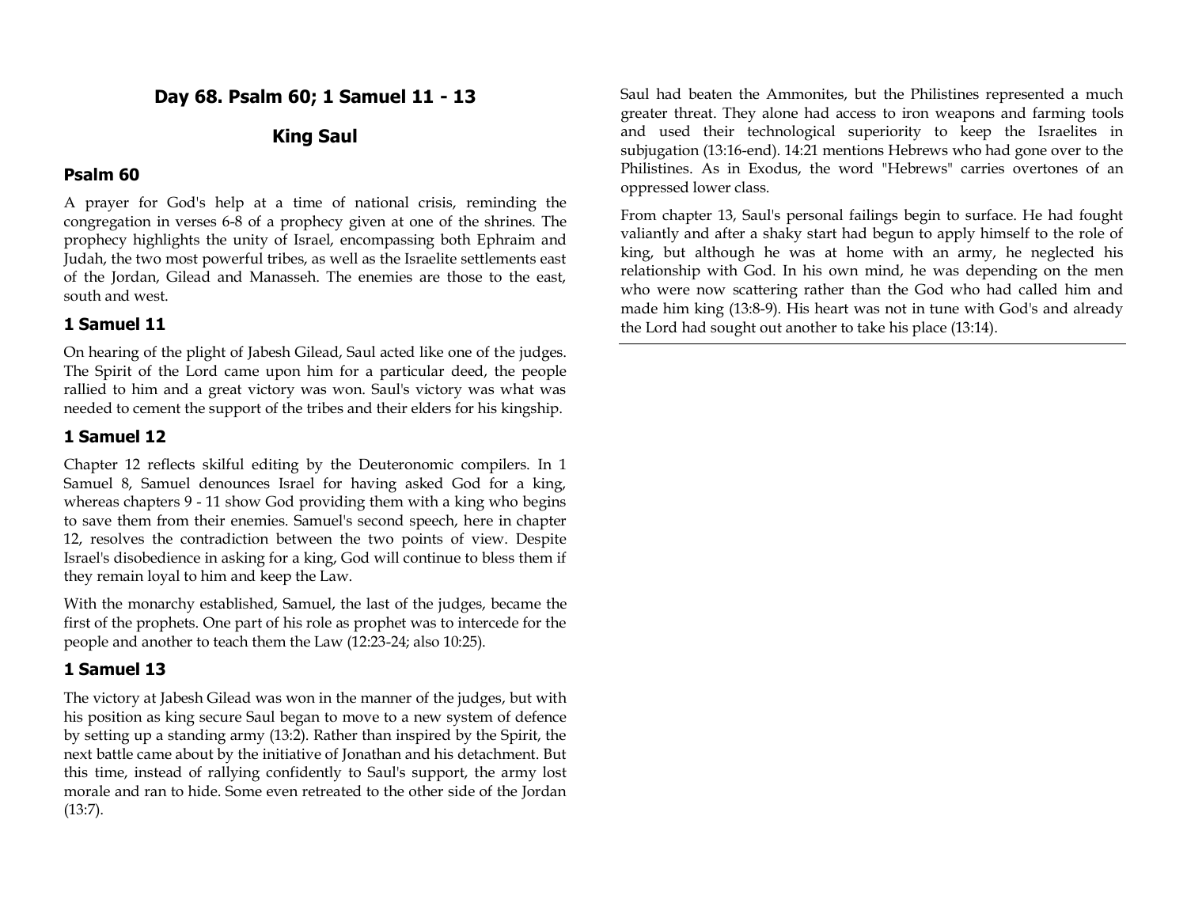# Day 68. Psalm 60; 1 Samuel 11 - 13

## King Saul

### Psalm 60

A prayer for God's help at a time of national crisis, reminding the congregation in verses 6-8 of a prophecy given at one of the shrines. The prophecy highlights the unity of Israel, encompassing both Ephraim and Judah, the two most powerful tribes, as well as the Israelite settlements east of the Jordan, Gilead and Manasseh. The enemies are those to the east, south and west.

### 1 Samuel 11

On hearing of the plight of Jabesh Gilead, Saul acted like one of the judges. The Spirit of the Lord came upon him for a particular deed, the people rallied to him and a great victory was won. Saul's victory was what was needed to cement the support of the tribes and their elders for his kingship.

### 1 Samuel 12

Chapter 12 reflects skilful editing by the Deuteronomic compilers. In 1 Samuel 8, Samuel denounces Israel for having asked God for a king, whereas chapters 9 - 11 show God providing them with a king who begins to save them from their enemies. Samuel's second speech, here in chapter 12, resolves the contradiction between the two points of view. Despite Israel's disobedience in asking for a king, God will continue to bless them if they remain loyal to him and keep the Law.

With the monarchy established, Samuel, the last of the judges, became the first of the prophets. One part of his role as prophet was to intercede for the people and another to teach them the Law (12:23-24; also 10:25).

### 1 Samuel 13

The victory at Jabesh Gilead was won in the manner of the judges, but with his position as king secure Saul began to move to a new system of defence by setting up a standing army (13:2). Rather than inspired by the Spirit, the next battle came about by the initiative of Jonathan and his detachment. But this time, instead of rallying confidently to Saul's support, the army lost morale and ran to hide. Some even retreated to the other side of the Jordan (13:7).

Saul had beaten the Ammonites, but the Philistines represented a much greater threat. They alone had access to iron weapons and farming tools and used their technological superiority to keep the Israelites in subjugation (13:16-end). 14:21 mentions Hebrews who had gone over to the Philistines. As in Exodus, the word "Hebrews" carries overtones of an oppressed lower class.

From chapter 13, Saul's personal failings begin to surface. He had fought valiantly and after a shaky start had begun to apply himself to the role of king, but although he was at home with an army, he neglected his relationship with God. In his own mind, he was depending on the men who were now scattering rather than the God who had called him and made him king (13:8-9). His heart was not in tune with God's and already the Lord had sought out another to take his place (13:14).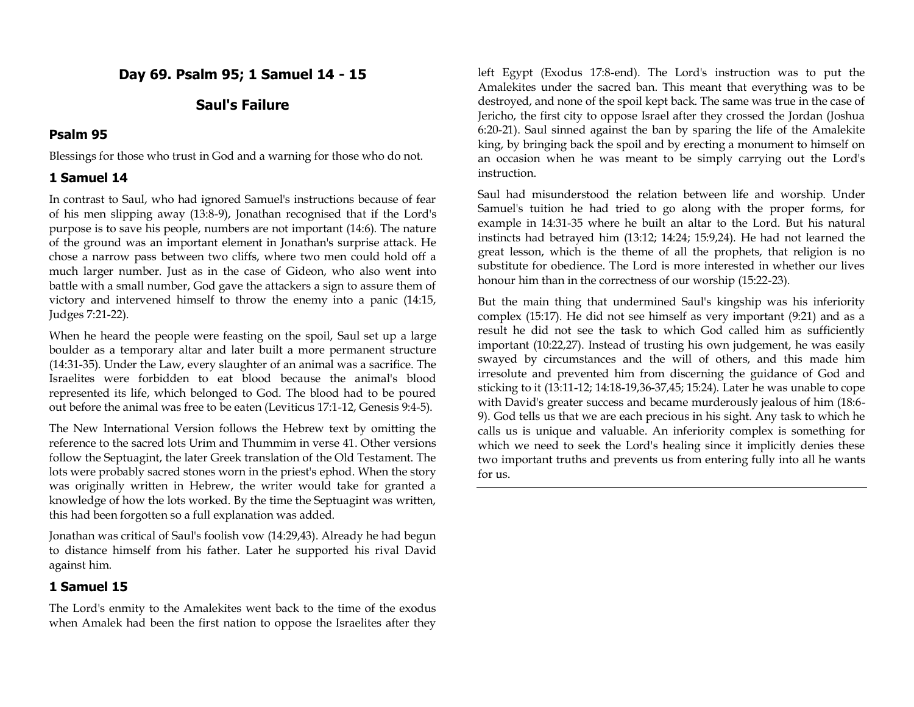## Day 69. Psalm 95; 1 Samuel 14 - 15

## Saul's Failure

### Psalm 95

Blessings for those who trust in God and a warning for those who do not.

### 1 Samuel 14

In contrast to Saul, who had ignored Samuel's instructions because of fear of his men slipping away (13:8-9), Jonathan recognised that if the Lord's purpose is to save his people, numbers are not important (14:6). The nature of the ground was an important element in Jonathan's surprise attack. He chose a narrow pass between two cliffs, where two men could hold off a much larger number. Just as in the case of Gideon, who also went into battle with a small number, God gave the attackers a sign to assure them of victory and intervened himself to throw the enemy into a panic (14:15, Judges 7:21-22).

When he heard the people were feasting on the spoil, Saul set up a large boulder as a temporary altar and later built a more permanent structure (14:31-35). Under the Law, every slaughter of an animal was a sacrifice. The Israelites were forbidden to eat blood because the animal's blood represented its life, which belonged to God. The blood had to be poured out before the animal was free to be eaten (Leviticus 17:1-12, Genesis 9:4-5).

The New International Version follows the Hebrew text by omitting the reference to the sacred lots Urim and Thummim in verse 41. Other versions follow the Septuagint, the later Greek translation of the Old Testament. The lots were probably sacred stones worn in the priest's ephod. When the story was originally written in Hebrew, the writer would take for granted a knowledge of how the lots worked. By the time the Septuagint was written, this had been forgotten so a full explanation was added.

Jonathan was critical of Saul's foolish vow (14:29,43). Already he had begun to distance himself from his father. Later he supported his rival David against him.

### 1 Samuel 15

The Lord's enmity to the Amalekites went back to the time of the exodus when Amalek had been the first nation to oppose the Israelites after they left Egypt (Exodus 17:8-end). The Lord's instruction was to put the Amalekites under the sacred ban. This meant that everything was to be destroyed, and none of the spoil kept back. The same was true in the case of Jericho, the first city to oppose Israel after they crossed the Jordan (Joshua 6:20-21). Saul sinned against the ban by sparing the life of the Amalekite king, by bringing back the spoil and by erecting a monument to himself on an occasion when he was meant to be simply carrying out the Lord's instruction.

Saul had misunderstood the relation between life and worship. Under Samuel's tuition he had tried to go along with the proper forms, for example in 14:31-35 where he built an altar to the Lord. But his natural instincts had betrayed him (13:12; 14:24; 15:9,24). He had not learned the great lesson, which is the theme of all the prophets, that religion is no substitute for obedience. The Lord is more interested in whether our lives honour him than in the correctness of our worship (15:22-23).

But the main thing that undermined Saul's kingship was his inferiority complex (15:17). He did not see himself as very important (9:21) and as a result he did not see the task to which God called him as sufficiently important (10:22,27). Instead of trusting his own judgement, he was easily swayed by circumstances and the will of others, and this made him irresolute and prevented him from discerning the guidance of God and sticking to it (13:11-12; 14:18-19,36-37,45; 15:24). Later he was unable to cope with David's greater success and became murderously jealous of him (18:6-9). God tells us that we are each precious in his sight. Any task to which he calls us is unique and valuable. An inferiority complex is something for which we need to seek the Lord's healing since it implicitly denies these two important truths and prevents us from entering fully into all he wants for us.

---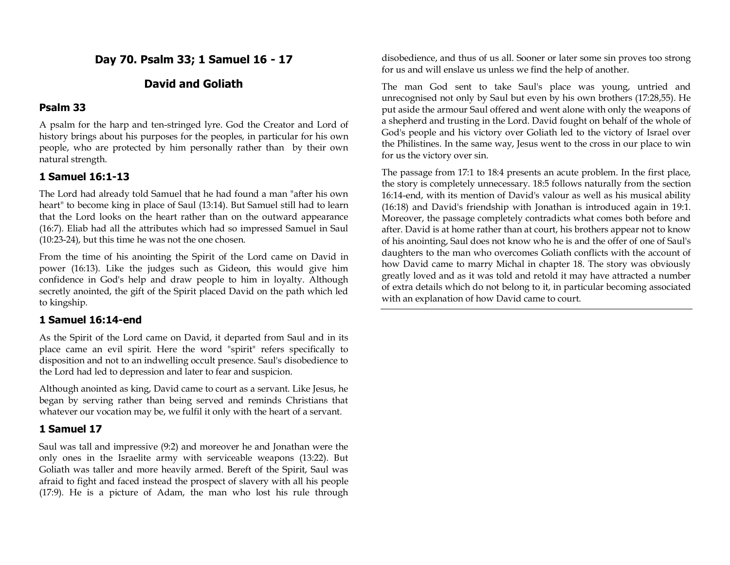# Day 70. Psalm 33; 1 Samuel 16 - 17

## David and Goliath

### Psalm 33

A psalm for the harp and ten-stringed lyre. God the Creator and Lord of history brings about his purposes for the peoples, in particular for his own people, who are protected by him personally rather than by their own natural strength.

### 1 Samuel 16:1-13

The Lord had already told Samuel that he had found a man "after his own heart" to become king in place of Saul (13:14). But Samuel still had to learn that the Lord looks on the heart rather than on the outward appearance (16:7). Eliab had all the attributes which had so impressed Samuel in Saul (10:23-24), but this time he was not the one chosen.

From the time of his anointing the Spirit of the Lord came on David in power (16:13). Like the judges such as Gideon, this would give him confidence in God's help and draw people to him in loyalty. Although secretly anointed, the gift of the Spirit placed David on the path which led to kingship.

### 1 Samuel 16:14-end

As the Spirit of the Lord came on David, it departed from Saul and in its place came an evil spirit. Here the word "spirit" refers specifically to disposition and not to an indwelling occult presence. Saul's disobedience to the Lord had led to depression and later to fear and suspicion.

Although anointed as king, David came to court as a servant. Like Jesus, he began by serving rather than being served and reminds Christians that whatever our vocation may be, we fulfil it only with the heart of a servant.

### 1 Samuel 17

Saul was tall and impressive (9:2) and moreover he and Jonathan were the only ones in the Israelite army with serviceable weapons (13:22). But Goliath was taller and more heavily armed. Bereft of the Spirit, Saul was afraid to fight and faced instead the prospect of slavery with all his people (17:9). He is a picture of Adam, the man who lost his rule through disobedience, and thus of us all. Sooner or later some sin proves too strong for us and will enslave us unless we find the help of another.

The man God sent to take Saul's place was young, untried and unrecognised not only by Saul but even by his own brothers (17:28,55). He put aside the armour Saul offered and went alone with only the weapons of a shepherd and trusting in the Lord. David fought on behalf of the whole of God's people and his victory over Goliath led to the victory of Israel over the Philistines. In the same way, Jesus went to the cross in our place to win for us the victory over sin.

The passage from 17:1 to 18:4 presents an acute problem. In the first place, the story is completely unnecessary. 18:5 follows naturally from the section 16:14-end, with its mention of David's valour as well as his musical ability (16:18) and David's friendship with Jonathan is introduced again in 19:1. Moreover, the passage completely contradicts what comes both before and after. David is at home rather than at court, his brothers appear not to know of his anointing, Saul does not know who he is and the offer of one of Saul's daughters to the man who overcomes Goliath conflicts with the account of how David came to marry Michal in chapter 18. The story was obviously greatly loved and as it was told and retold it may have attracted a number of extra details which do not belong to it, in particular becoming associated with an explanation of how David came to court.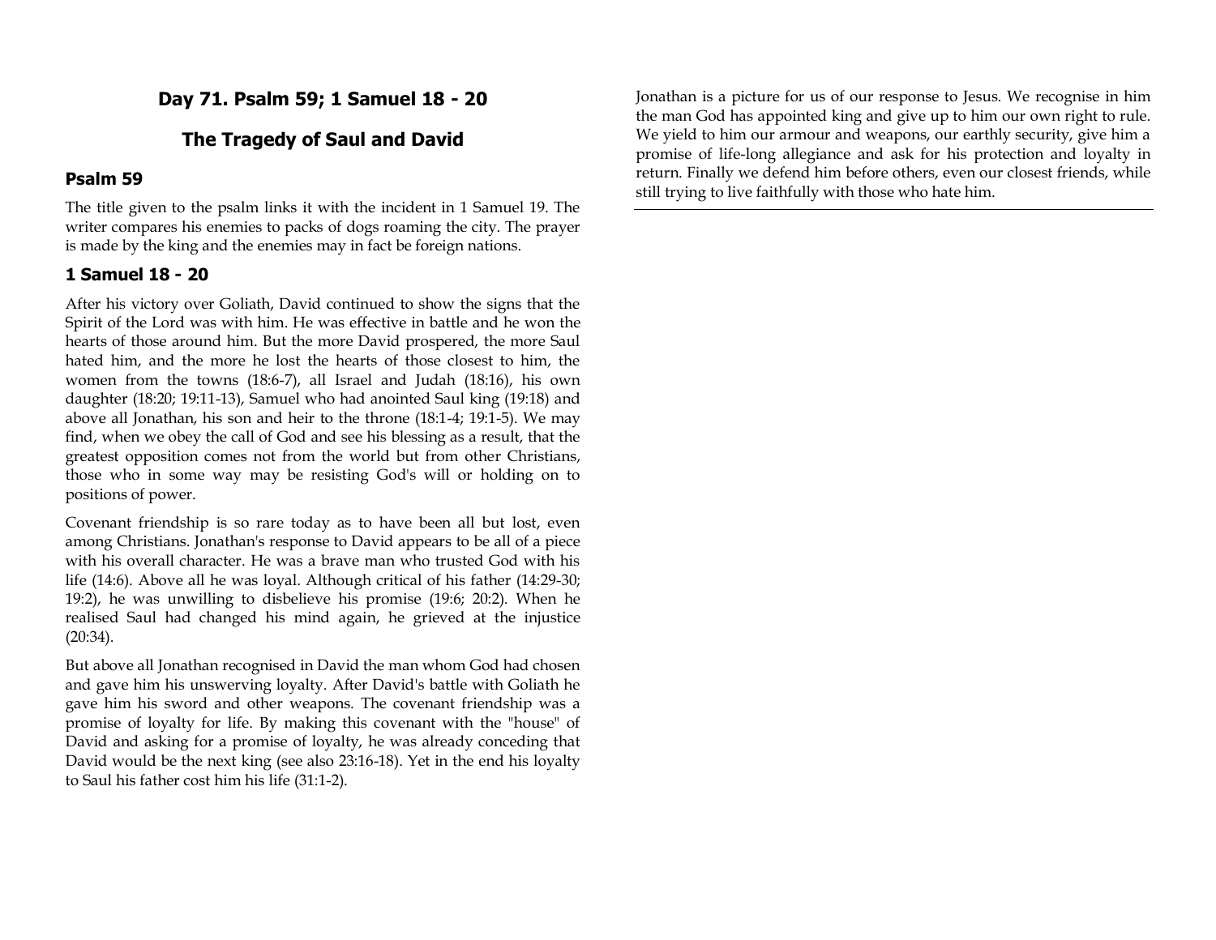## Day 71. Psalm 59; 1 Samuel 18 - 20

## The Tragedy of Saul and David

### Psalm 59

The title given to the psalm links it with the incident in 1 Samuel 19. The writer compares his enemies to packs of dogs roaming the city. The prayer is made by the king and the enemies may in fact be foreign nations.

### 1 Samuel 18 - 20

After his victory over Goliath, David continued to show the signs that the Spirit of the Lord was with him. He was effective in battle and he won the hearts of those around him. But the more David prospered, the more Saul hated him, and the more he lost the hearts of those closest to him, the women from the towns (18:6-7), all Israel and Judah (18:16), his own daughter (18:20; 19:11-13), Samuel who had anointed Saul king (19:18) and above all Jonathan, his son and heir to the throne (18:1-4; 19:1-5). We may find, when we obey the call of God and see his blessing as a result, that the greatest opposition comes not from the world but from other Christians, those who in some way may be resisting God's will or holding on to positions of power.

Covenant friendship is so rare today as to have been all but lost, even among Christians. Jonathan's response to David appears to be all of a piece with his overall character. He was a brave man who trusted God with his life (14:6). Above all he was loyal. Although critical of his father (14:29-30; 19:2), he was unwilling to disbelieve his promise (19:6; 20:2). When he realised Saul had changed his mind again, he grieved at the injustice (20:34).

But above all Jonathan recognised in David the man whom God had chosen and gave him his unswerving loyalty. After David's battle with Goliath he gave him his sword and other weapons. The covenant friendship was a promise of loyalty for life. By making this covenant with the "house" of David and asking for a promise of loyalty, he was already conceding that David would be the next king (see also 23:16-18). Yet in the end his loyalty to Saul his father cost him his life (31:1-2).

Jonathan is a picture for us of our response to Jesus. We recognise in him the man God has appointed king and give up to him our own right to rule. We yield to him our armour and weapons, our earthly security, give him a promise of life-long allegiance and ask for his protection and loyalty in return. Finally we defend him before others, even our closest friends, while still trying to live faithfully with those who hate him.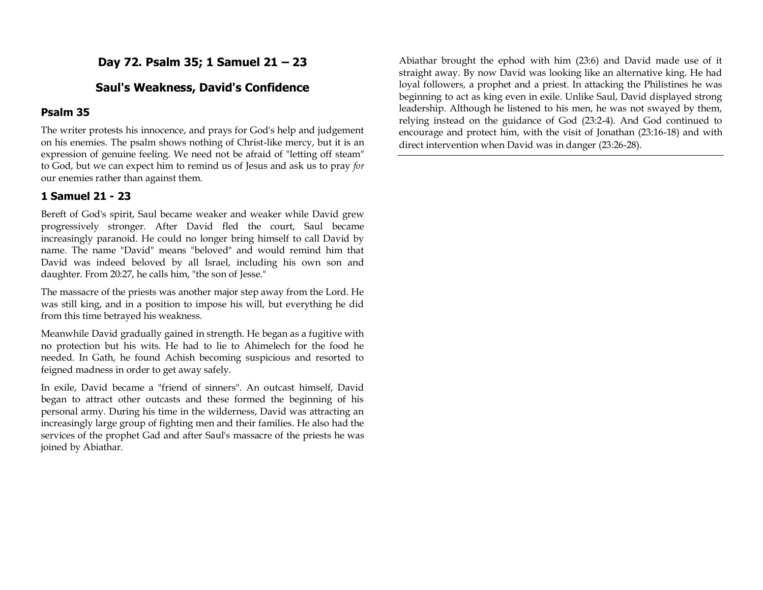## Day 72. Psalm 35; 1 Samuel 21 – 23

## Saul's Weakness, David's Confidence

### Psalm 35

The writer protests his innocence, and prays for God's help and judgement on his enemies. The psalm shows nothing of Christ-like mercy, but it is an expression of genuine feeling. We need not be afraid of "letting off steam" to God, but we can expect him to remind us of Jesus and ask us to pray *for* our enemies rather than against them.

### 1 Samuel 21 - 23

Bereft of God's spirit, Saul became weaker and weaker while David grew progressively stronger. After David fled the court, Saul became increasingly paranoid. He could no longer bring himself to call David by name. The name "David" means "beloved" and would remind him that David was indeed beloved by all Israel, including his own son and daughter. From 20:27, he calls him, "the son of Jesse."

The massacre of the priests was another major step away from the Lord. He was still king, and in a position to impose his will, but everything he did from this time betrayed his weakness.

Meanwhile David gradually gained in strength. He began as a fugitive with no protection but his wits. He had to lie to Ahimelech for the food he needed. In Gath, he found Achish becoming suspicious and resorted to feigned madness in order to get away safely.

In exile, David became a "friend of sinners". An outcast himself, David began to attract other outcasts and these formed the beginning of his personal army. During his time in the wilderness, David was attracting an increasingly large group of fighting men and their families. He also had the services of the prophet Gad and after Saul's massacre of the priests he was joined by Abiathar.

Abiathar brought the ephod with him (23:6) and David made use of it straight away. By now David was looking like an alternative king. He had loyal followers, a prophet and a priest. In attacking the Philistines he was beginning to act as king even in exile. Unlike Saul, David displayed strong leadership. Although he listened to his men, he was not swayed by them, relying instead on the guidance of God (23:2-4). And God continued to encourage and protect him, with the visit of Jonathan (23:16-18) and with direct intervention when David was in danger (23:26-28).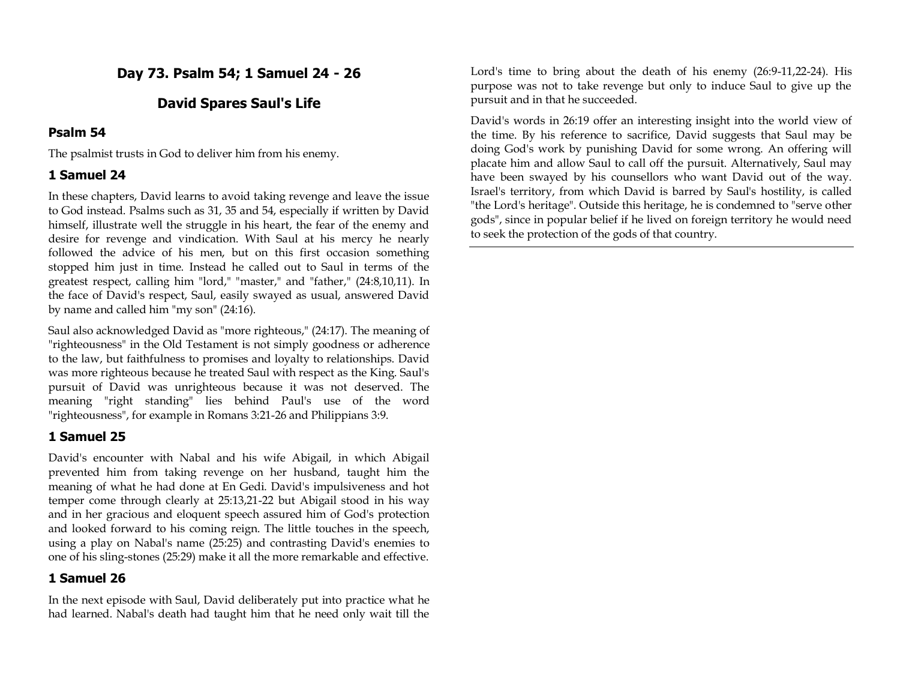# Day 73. Psalm 54; 1 Samuel 24 - 26

## David Spares Saul's Life

### Psalm 54

The psalmist trusts in God to deliver him from his enemy.

### 1 Samuel 24

In these chapters, David learns to avoid taking revenge and leave the issue to God instead. Psalms such as 31, 35 and 54, especially if written by David himself, illustrate well the struggle in his heart, the fear of the enemy and desire for revenge and vindication. With Saul at his mercy he nearly followed the advice of his men, but on this first occasion something stopped him just in time. Instead he called out to Saul in terms of the greatest respect, calling him "lord," "master," and "father," (24:8,10,11). In the face of David's respect, Saul, easily swayed as usual, answered David by name and called him "my son" (24:16).

Saul also acknowledged David as "more righteous," (24:17). The meaning of "righteousness" in the Old Testament is not simply goodness or adherence to the law, but faithfulness to promises and loyalty to relationships. David was more righteous because he treated Saul with respect as the King. Saul's pursuit of David was unrighteous because it was not deserved. The meaning "right standing" lies behind Paul's use of the word "righteousness", for example in Romans 3:21-26 and Philippians 3:9.

### 1 Samuel 25

David's encounter with Nabal and his wife Abigail, in which Abigail prevented him from taking revenge on her husband, taught him the meaning of what he had done at En Gedi. David's impulsiveness and hot temper come through clearly at 25:13,21-22 but Abigail stood in his way and in her gracious and eloquent speech assured him of God's protection and looked forward to his coming reign. The little touches in the speech, using a play on Nabal's name (25:25) and contrasting David's enemies to one of his sling-stones (25:29) make it all the more remarkable and effective.

### 1 Samuel 26

In the next episode with Saul, David deliberately put into practice what he had learned. Nabal's death had taught him that he need only wait till the Lord's time to bring about the death of his enemy (26:9-11,22-24). His purpose was not to take revenge but only to induce Saul to give up the pursuit and in that he succeeded.

David's words in 26:19 offer an interesting insight into the world view of the time. By his reference to sacrifice, David suggests that Saul may be doing God's work by punishing David for some wrong. An offering will placate him and allow Saul to call off the pursuit. Alternatively, Saul may have been swayed by his counsellors who want David out of the way. Israel's territory, from which David is barred by Saul's hostility, is called "the Lord's heritage". Outside this heritage, he is condemned to "serve other gods", since in popular belief if he lived on foreign territory he would need to seek the protection of the gods of that country.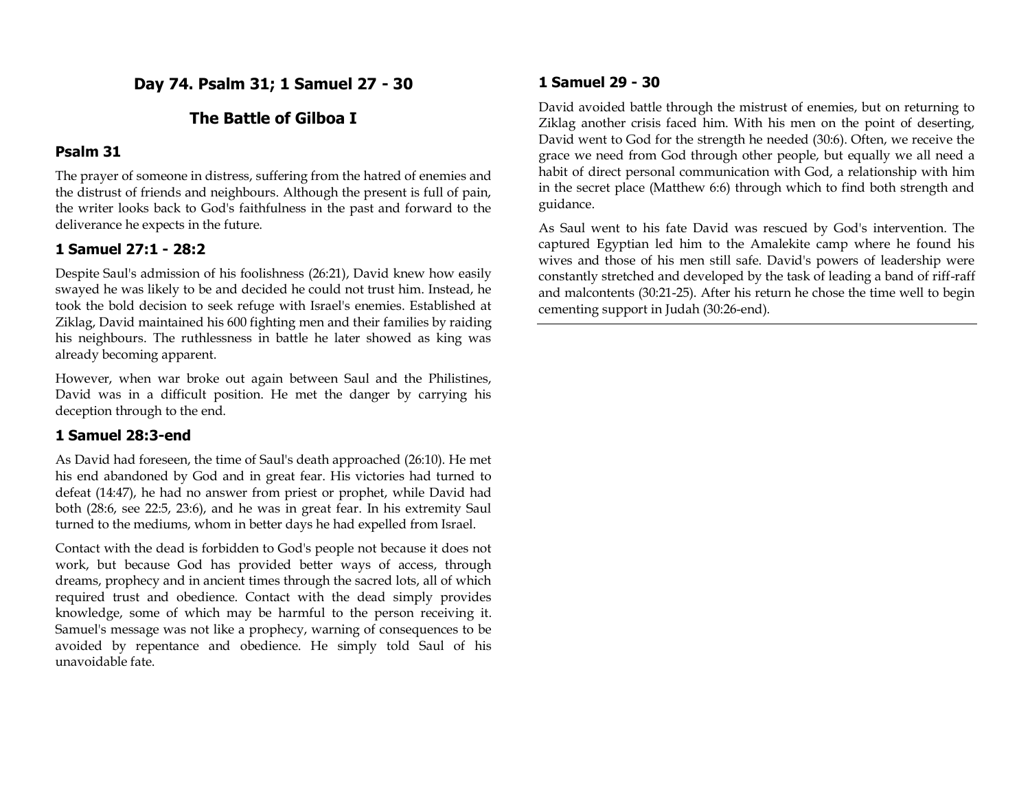## Day 74. Psalm 31; 1 Samuel 27 - 30

## The Battle of Gilboa I

### Psalm 31

The prayer of someone in distress, suffering from the hatred of enemies and the distrust of friends and neighbours. Although the present is full of pain, the writer looks back to God's faithfulness in the past and forward to the deliverance he expects in the future.

### 1 Samuel 27:1 - 28:2

Despite Saul's admission of his foolishness (26:21), David knew how easily swayed he was likely to be and decided he could not trust him. Instead, he took the bold decision to seek refuge with Israel's enemies. Established at Ziklag, David maintained his 600 fighting men and their families by raiding his neighbours. The ruthlessness in battle he later showed as king was already becoming apparent.

However, when war broke out again between Saul and the Philistines, David was in a difficult position. He met the danger by carrying his deception through to the end.

### 1 Samuel 28:3-end

As David had foreseen, the time of Saul's death approached (26:10). He met his end abandoned by God and in great fear. His victories had turned to defeat (14:47), he had no answer from priest or prophet, while David had both (28:6, see 22:5, 23:6), and he was in great fear. In his extremity Saul turned to the mediums, whom in better days he had expelled from Israel.

Contact with the dead is forbidden to God's people not because it does not work, but because God has provided better ways of access, through dreams, prophecy and in ancient times through the sacred lots, all of which required trust and obedience. Contact with the dead simply provides knowledge, some of which may be harmful to the person receiving it. Samuel's message was not like a prophecy, warning of consequences to be avoided by repentance and obedience. He simply told Saul of his unavoidable fate.

### 1 Samuel 29 - 30

David avoided battle through the mistrust of enemies, but on returning to Ziklag another crisis faced him. With his men on the point of deserting, David went to God for the strength he needed (30:6). Often, we receive the grace we need from God through other people, but equally we all need a habit of direct personal communication with God, a relationship with him in the secret place (Matthew 6:6) through which to find both strength and guidance.

As Saul went to his fate David was rescued by God's intervention. The captured Egyptian led him to the Amalekite camp where he found his wives and those of his men still safe. David's powers of leadership were constantly stretched and developed by the task of leading a band of riff-raff and malcontents (30:21-25). After his return he chose the time well to begin cementing support in Judah (30:26-end).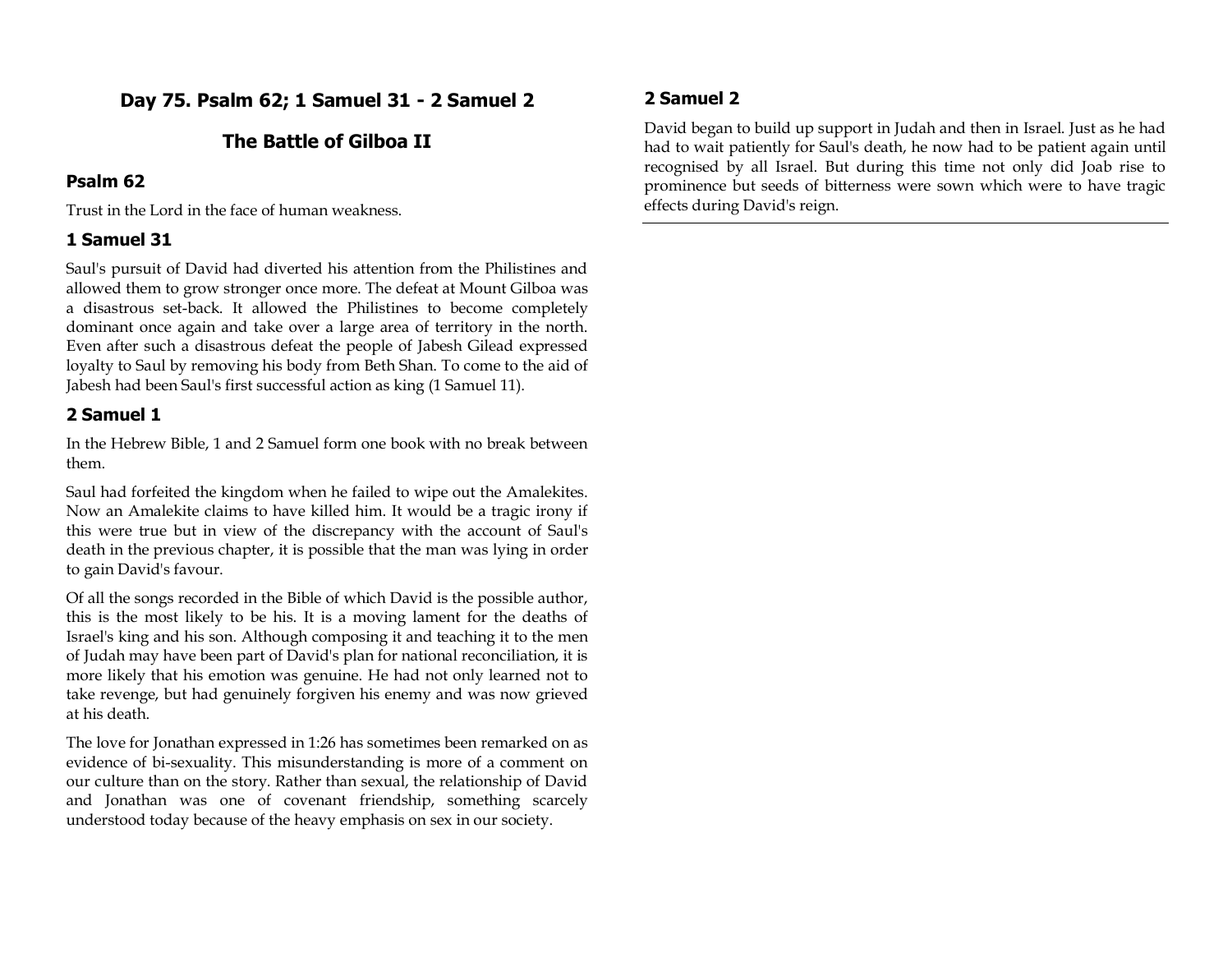# Day 75. Psalm 62; 1 Samuel 31 - 2 Samuel 2

## The Battle of Gilboa II

### Psalm 62

Trust in the Lord in the face of human weakness.

### 1 Samuel 31

Saul's pursuit of David had diverted his attention from the Philistines and allowed them to grow stronger once more. The defeat at Mount Gilboa was a disastrous set-back. It allowed the Philistines to become completely dominant once again and take over a large area of territory in the north. Even after such a disastrous defeat the people of Jabesh Gilead expressed loyalty to Saul by removing his body from Beth Shan. To come to the aid of Jabesh had been Saul's first successful action as king (1 Samuel 11).

### 2 Samuel 1

In the Hebrew Bible, 1 and 2 Samuel form one book with no break between them.

Saul had forfeited the kingdom when he failed to wipe out the Amalekites. Now an Amalekite claims to have killed him. It would be a tragic irony if this were true but in view of the discrepancy with the account of Saul's death in the previous chapter, it is possible that the man was lying in order to gain David's favour.

Of all the songs recorded in the Bible of which David is the possible author, this is the most likely to be his. It is a moving lament for the deaths of Israel's king and his son. Although composing it and teaching it to the men of Judah may have been part of David's plan for national reconciliation, it is more likely that his emotion was genuine. He had not only learned not to take revenge, but had genuinely forgiven his enemy and was now grieved at his death.

The love for Jonathan expressed in 1:26 has sometimes been remarked on as evidence of bi-sexuality. This misunderstanding is more of a comment on our culture than on the story. Rather than sexual, the relationship of David and Jonathan was one of covenant friendship, something scarcely understood today because of the heavy emphasis on sex in our society.

### 2 Samuel 2

David began to build up support in Judah and then in Israel. Just as he had had to wait patiently for Saul's death, he now had to be patient again until recognised by all Israel. But during this time not only did Joab rise to prominence but seeds of bitterness were sown which were to have tragic effects during David's reign.

---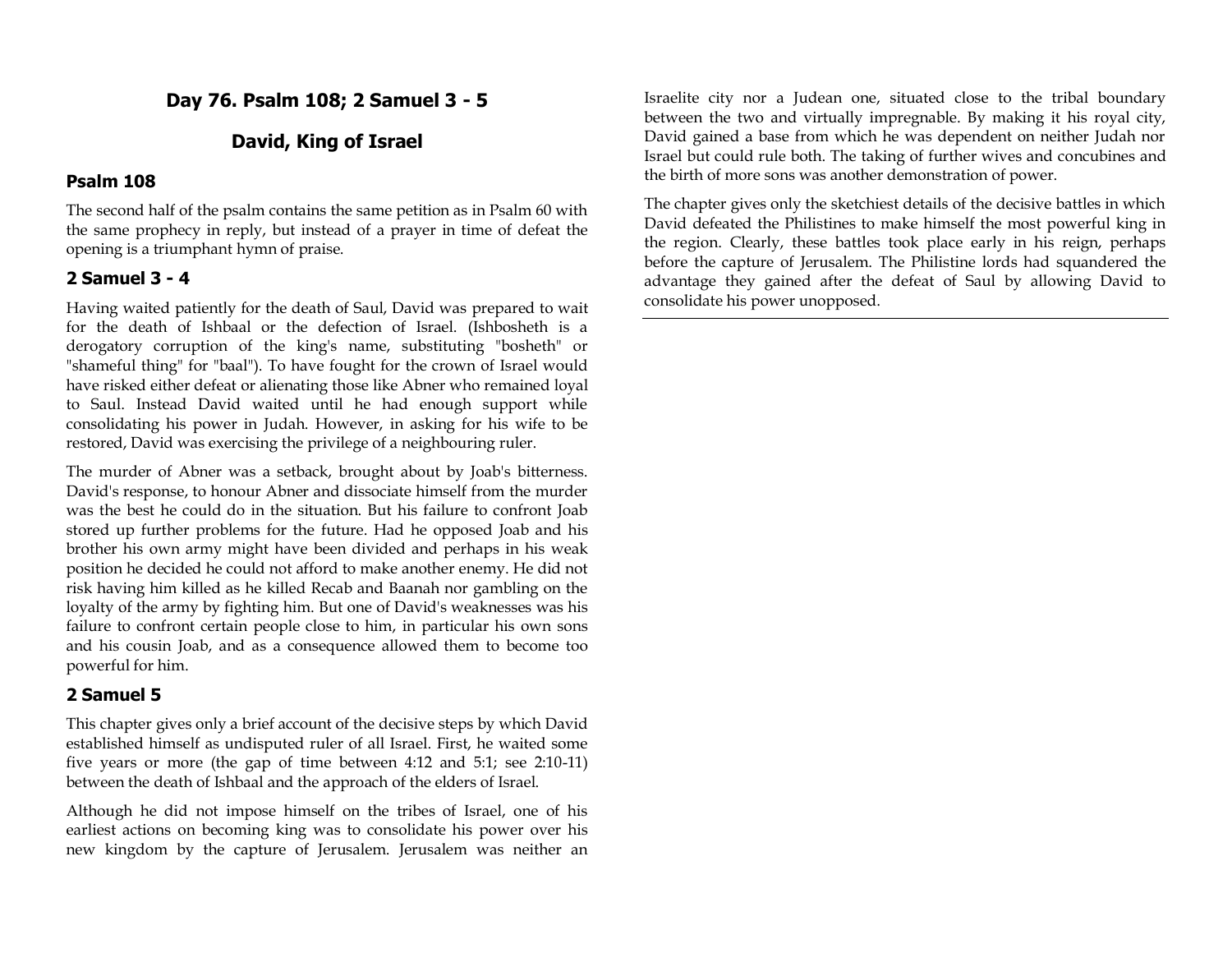# Day 76. Psalm 108; 2 Samuel 3 - 5

## David, King of Israel

### Psalm 108

The second half of the psalm contains the same petition as in Psalm 60 with the same prophecy in reply, but instead of a prayer in time of defeat the opening is a triumphant hymn of praise.

### 2 Samuel 3 - 4

Having waited patiently for the death of Saul, David was prepared to wait for the death of Ishbaal or the defection of Israel. (Ishbosheth is a derogatory corruption of the king's name, substituting "bosheth" or "shameful thing" for "baal"). To have fought for the crown of Israel would have risked either defeat or alienating those like Abner who remained loyal to Saul. Instead David waited until he had enough support while consolidating his power in Judah. However, in asking for his wife to be restored, David was exercising the privilege of a neighbouring ruler.

The murder of Abner was a setback, brought about by Joab's bitterness. David's response, to honour Abner and dissociate himself from the murder was the best he could do in the situation. But his failure to confront Joab stored up further problems for the future. Had he opposed Joab and his brother his own army might have been divided and perhaps in his weak position he decided he could not afford to make another enemy. He did not risk having him killed as he killed Recab and Baanah nor gambling on the loyalty of the army by fighting him. But one of David's weaknesses was his failure to confront certain people close to him, in particular his own sons and his cousin Joab, and as a consequence allowed them to become too powerful for him.

### 2 Samuel 5

This chapter gives only a brief account of the decisive steps by which David established himself as undisputed ruler of all Israel. First, he waited some five years or more (the gap of time between 4:12 and 5:1; see 2:10-11) between the death of Ishbaal and the approach of the elders of Israel.

Although he did not impose himself on the tribes of Israel, one of his earliest actions on becoming king was to consolidate his power over his new kingdom by the capture of Jerusalem. Jerusalem was neither an Israelite city nor a Judean one, situated close to the tribal boundary between the two and virtually impregnable. By making it his royal city, David gained a base from which he was dependent on neither Judah nor Israel but could rule both. The taking of further wives and concubines and the birth of more sons was another demonstration of power.

The chapter gives only the sketchiest details of the decisive battles in which David defeated the Philistines to make himself the most powerful king in the region. Clearly, these battles took place early in his reign, perhaps before the capture of Jerusalem. The Philistine lords had squandered the advantage they gained after the defeat of Saul by allowing David to consolidate his power unopposed.

---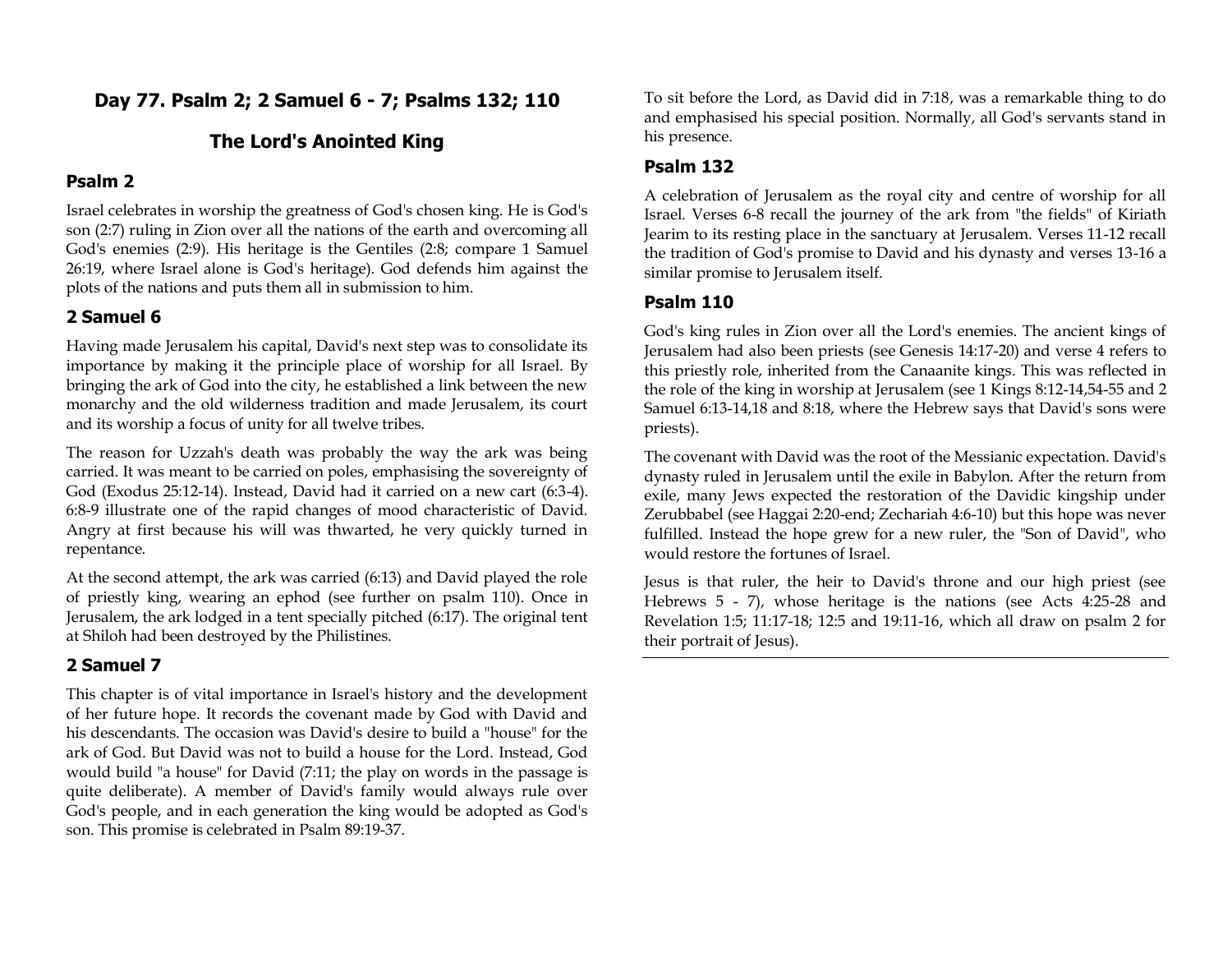## Day 77. Psalm 2; 2 Samuel 6 - 7; Psalms 132; 110

## The Lord's Anointed King

### Psalm 2

Israel celebrates in worship the greatness of God's chosen king. He is God's son (2:7) ruling in Zion over all the nations of the earth and overcoming all God's enemies (2:9). His heritage is the Gentiles (2:8; compare 1 Samuel 26:19, where Israel alone is God's heritage). God defends him against the plots of the nations and puts them all in submission to him.

### 2 Samuel 6

Having made Jerusalem his capital, David's next step was to consolidate its importance by making it the principle place of worship for all Israel. By bringing the ark of God into the city, he established a link between the new monarchy and the old wilderness tradition and made Jerusalem, its court and its worship a focus of unity for all twelve tribes.

The reason for Uzzah's death was probably the way the ark was being carried. It was meant to be carried on poles, emphasising the sovereignty of God (Exodus 25:12-14). Instead, David had it carried on a new cart (6:3-4). 6:8-9 illustrate one of the rapid changes of mood characteristic of David. Angry at first because his will was thwarted, he very quickly turned in repentance.

At the second attempt, the ark was carried (6:13) and David played the role of priestly king, wearing an ephod (see further on psalm 110). Once in Jerusalem, the ark lodged in a tent specially pitched (6:17). The original tent at Shiloh had been destroyed by the Philistines.

### 2 Samuel 7

This chapter is of vital importance in Israel's history and the development of her future hope. It records the covenant made by God with David and his descendants. The occasion was David's desire to build a "house" for the ark of God. But David was not to build a house for the Lord. Instead, God would build "a house" for David (7:11; the play on words in the passage is quite deliberate). A member of David's family would always rule over God's people, and in each generation the king would be adopted as God's son. This promise is celebrated in Psalm 89:19-37.

To sit before the Lord, as David did in 7:18, was a remarkable thing to do and emphasised his special position. Normally, all God's servants stand in his presence.

### Psalm 132

A celebration of Jerusalem as the royal city and centre of worship for all Israel. Verses 6-8 recall the journey of the ark from "the fields" of Kiriath Jearim to its resting place in the sanctuary at Jerusalem. Verses 11-12 recall the tradition of God's promise to David and his dynasty and verses 13-16 a similar promise to Jerusalem itself.

### Psalm 110

God's king rules in Zion over all the Lord's enemies. The ancient kings of Jerusalem had also been priests (see Genesis 14:17-20) and verse 4 refers to this priestly role, inherited from the Canaanite kings. This was reflected in the role of the king in worship at Jerusalem (see 1 Kings 8:12-14,54-55 and 2 Samuel 6:13-14,18 and 8:18, where the Hebrew says that David's sons were priests).

The covenant with David was the root of the Messianic expectation. David's dynasty ruled in Jerusalem until the exile in Babylon. After the return from exile, many Jews expected the restoration of the Davidic kingship under Zerubbabel (see Haggai 2:20-end; Zechariah 4:6-10) but this hope was never fulfilled. Instead the hope grew for a new ruler, the "Son of David", who would restore the fortunes of Israel.

Jesus is that ruler, the heir to David's throne and our high priest (see Hebrews 5 - 7), whose heritage is the nations (see Acts 4:25-28 and Revelation 1:5; 11:17-18; 12:5 and 19:11-16, which all draw on psalm 2 for their portrait of Jesus).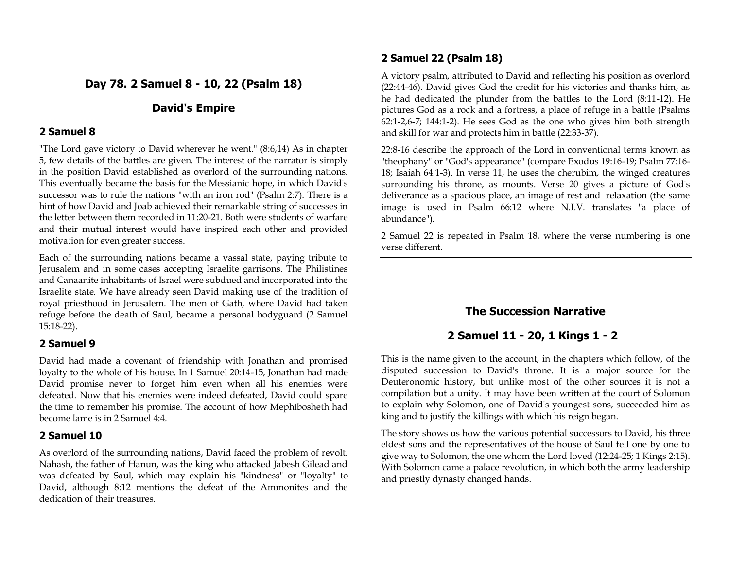## Day 78. 2 Samuel 8 - 10, 22 (Psalm 18)

## David's Empire

### 2 Samuel 8

"The Lord gave victory to David wherever he went." (8:6,14) As in chapter 5, few details of the battles are given. The interest of the narrator is simply in the position David established as overlord of the surrounding nations. This eventually became the basis for the Messianic hope, in which David's successor was to rule the nations "with an iron rod" (Psalm 2:7). There is a hint of how David and Joab achieved their remarkable string of successes in the letter between them recorded in 11:20-21. Both were students of warfare and their mutual interest would have inspired each other and provided motivation for even greater success.

Each of the surrounding nations became a vassal state, paying tribute to Jerusalem and in some cases accepting Israelite garrisons. The Philistines and Canaanite inhabitants of Israel were subdued and incorporated into the Israelite state. We have already seen David making use of the tradition of royal priesthood in Jerusalem. The men of Gath, where David had taken refuge before the death of Saul, became a personal bodyguard (2 Samuel 15:18-22).

### 2 Samuel 9

David had made a covenant of friendship with Jonathan and promised loyalty to the whole of his house. In 1 Samuel 20:14-15, Jonathan had made David promise never to forget him even when all his enemies were defeated. Now that his enemies were indeed defeated, David could spare the time to remember his promise. The account of how Mephibosheth had become lame is in 2 Samuel 4:4.

### 2 Samuel 10

As overlord of the surrounding nations, David faced the problem of revolt. Nahash, the father of Hanun, was the king who attacked Jabesh Gilead and was defeated by Saul, which may explain his "kindness" or "loyalty" to David, although 8:12 mentions the defeat of the Ammonites and the dedication of their treasures.

### 2 Samuel 22 (Psalm 18)

A victory psalm, attributed to David and reflecting his position as overlord (22:44-46). David gives God the credit for his victories and thanks him, as he had dedicated the plunder from the battles to the Lord (8:11-12). He pictures God as a rock and a fortress, a place of refuge in a battle (Psalms 62:1-2,6-7; 144:1-2). He sees God as the one who gives him both strength and skill for war and protects him in battle (22:33-37).

22:8-16 describe the approach of the Lord in conventional terms known as "theophany" or "God's appearance" (compare Exodus 19:16-19; Psalm 77:16-18; Isaiah 64:1-3). In verse 11, he uses the cherubim, the winged creatures surrounding his throne, as mounts. Verse 20 gives a picture of God's deliverance as a spacious place, an image of rest and relaxation (the same image is used in Psalm 66:12 where N.I.V. translates "a place of abundance").

2 Samuel 22 is repeated in Psalm 18, where the verse numbering is one verse different.

---

## The Succession Narrative

## 2 Samuel 11 - 20, 1 Kings 1 - 2

This is the name given to the account, in the chapters which follow, of the disputed succession to David's throne. It is a major source for the Deuteronomic history, but unlike most of the other sources it is not a compilation but a unity. It may have been written at the court of Solomon to explain why Solomon, one of David's youngest sons, succeeded him as king and to justify the killings with which his reign began.

The story shows us how the various potential successors to David, his three eldest sons and the representatives of the house of Saul fell one by one to give way to Solomon, the one whom the Lord loved (12:24-25; 1 Kings 2:15). With Solomon came a palace revolution, in which both the army leadership and priestly dynasty changed hands.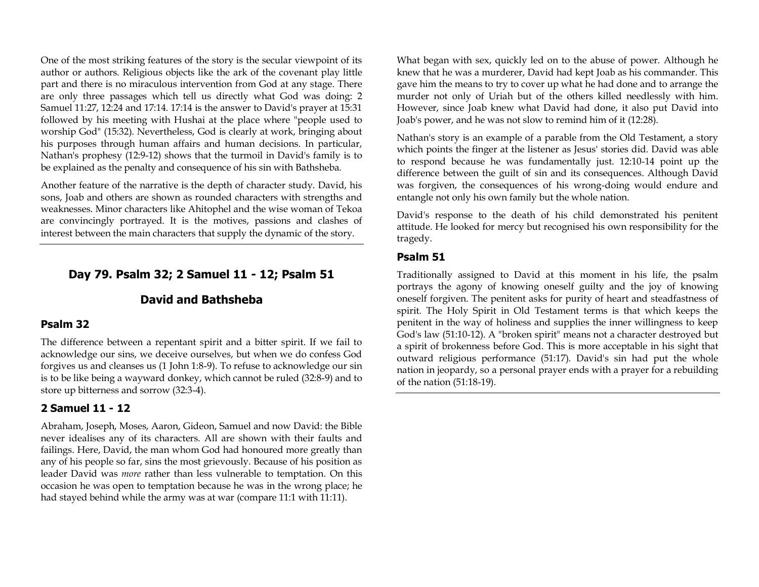One of the most striking features of the story is the secular viewpoint of its author or authors. Religious objects like the ark of the covenant play little part and there is no miraculous intervention from God at any stage. There are only three passages which tell us directly what God was doing: 2 Samuel 11:27, 12:24 and 17:14. 17:14 is the answer to David's prayer at 15:31 followed by his meeting with Hushai at the place where "people used to worship God" (15:32). Nevertheless, God is clearly at work, bringing about his purposes through human affairs and human decisions. In particular, Nathan's prophesy (12:9-12) shows that the turmoil in David's family is to be explained as the penalty and consequence of his sin with Bathsheba.

Another feature of the narrative is the depth of character study. David, his sons, Joab and others are shown as rounded characters with strengths and weaknesses. Minor characters like Ahitophel and the wise woman of Tekoa are convincingly portrayed. It is the motives, passions and clashes of interest between the main characters that supply the dynamic of the story.

---

## Day 79. Psalm 32; 2 Samuel 11 - 12; Psalm 51

## David and Bathsheba

### Psalm 32

The difference between a repentant spirit and a bitter spirit. If we fail to acknowledge our sins, we deceive ourselves, but when we do confess God forgives us and cleanses us (1 John 1:8-9). To refuse to acknowledge our sin is to be like being a wayward donkey, which cannot be ruled (32:8-9) and to store up bitterness and sorrow (32:3-4).

### 2 Samuel 11 - 12

Abraham, Joseph, Moses, Aaron, Gideon, Samuel and now David: the Bible never idealises any of its characters. All are shown with their faults and failings. Here, David, the man whom God had honoured more greatly than any of his people so far, sins the most grievously. Because of his position as leader David was *more* rather than less vulnerable to temptation. On this occasion he was open to temptation because he was in the wrong place; he had stayed behind while the army was at war (compare 11:1 with 11:11).

What began with sex, quickly led on to the abuse of power. Although he knew that he was a murderer, David had kept Joab as his commander. This gave him the means to try to cover up what he had done and to arrange the murder not only of Uriah but of the others killed needlessly with him. However, since Joab knew what David had done, it also put David into Joab's power, and he was not slow to remind him of it (12:28).

Nathan's story is an example of a parable from the Old Testament, a story which points the finger at the listener as Jesus' stories did. David was able to respond because he was fundamentally just. 12:10-14 point up the difference between the guilt of sin and its consequences. Although David was forgiven, the consequences of his wrong-doing would endure and entangle not only his own family but the whole nation.

David's response to the death of his child demonstrated his penitent attitude. He looked for mercy but recognised his own responsibility for the tragedy.

### Psalm 51

Traditionally assigned to David at this moment in his life, the psalm portrays the agony of knowing oneself guilty and the joy of knowing oneself forgiven. The penitent asks for purity of heart and steadfastness of spirit. The Holy Spirit in Old Testament terms is that which keeps the penitent in the way of holiness and supplies the inner willingness to keep God's law (51:10-12). A "broken spirit" means not a character destroyed but a spirit of brokenness before God. This is more acceptable in his sight that outward religious performance (51:17). David's sin had put the whole nation in jeopardy, so a personal prayer ends with a prayer for a rebuilding of the nation (51:18-19).

---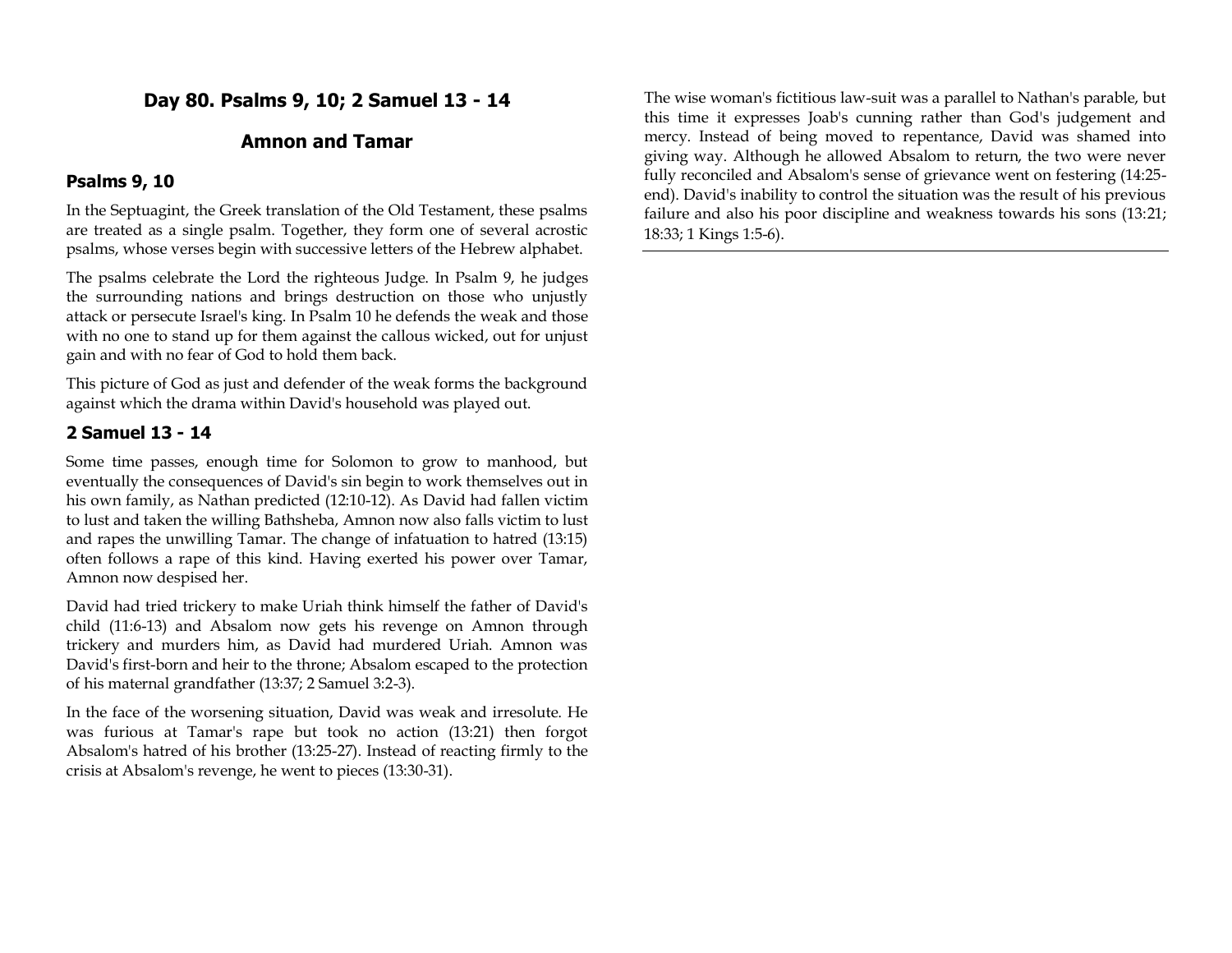# Day 80. Psalms 9, 10; 2 Samuel 13 - 14

## Amnon and Tamar

### Psalms 9, 10

In the Septuagint, the Greek translation of the Old Testament, these psalms are treated as a single psalm. Together, they form one of several acrostic psalms, whose verses begin with successive letters of the Hebrew alphabet.

The psalms celebrate the Lord the righteous Judge. In Psalm 9, he judges the surrounding nations and brings destruction on those who unjustly attack or persecute Israel's king. In Psalm 10 he defends the weak and those with no one to stand up for them against the callous wicked, out for unjust gain and with no fear of God to hold them back.

This picture of God as just and defender of the weak forms the background against which the drama within David's household was played out.

### 2 Samuel 13 - 14

Some time passes, enough time for Solomon to grow to manhood, but eventually the consequences of David's sin begin to work themselves out in his own family, as Nathan predicted (12:10-12). As David had fallen victim to lust and taken the willing Bathsheba, Amnon now also falls victim to lust and rapes the unwilling Tamar. The change of infatuation to hatred (13:15) often follows a rape of this kind. Having exerted his power over Tamar, Amnon now despised her.

David had tried trickery to make Uriah think himself the father of David's child (11:6-13) and Absalom now gets his revenge on Amnon through trickery and murders him, as David had murdered Uriah. Amnon was David's first-born and heir to the throne; Absalom escaped to the protection of his maternal grandfather (13:37; 2 Samuel 3:2-3).

In the face of the worsening situation, David was weak and irresolute. He was furious at Tamar's rape but took no action (13:21) then forgot Absalom's hatred of his brother (13:25-27). Instead of reacting firmly to the crisis at Absalom's revenge, he went to pieces (13:30-31).

The wise woman's fictitious law-suit was a parallel to Nathan's parable, but this time it expresses Joab's cunning rather than God's judgement and mercy. Instead of being moved to repentance, David was shamed into giving way. Although he allowed Absalom to return, the two were never fully reconciled and Absalom's sense of grievance went on festering (14:25-end). David's inability to control the situation was the result of his previous failure and also his poor discipline and weakness towards his sons (13:21; 18:33; 1 Kings 1:5-6).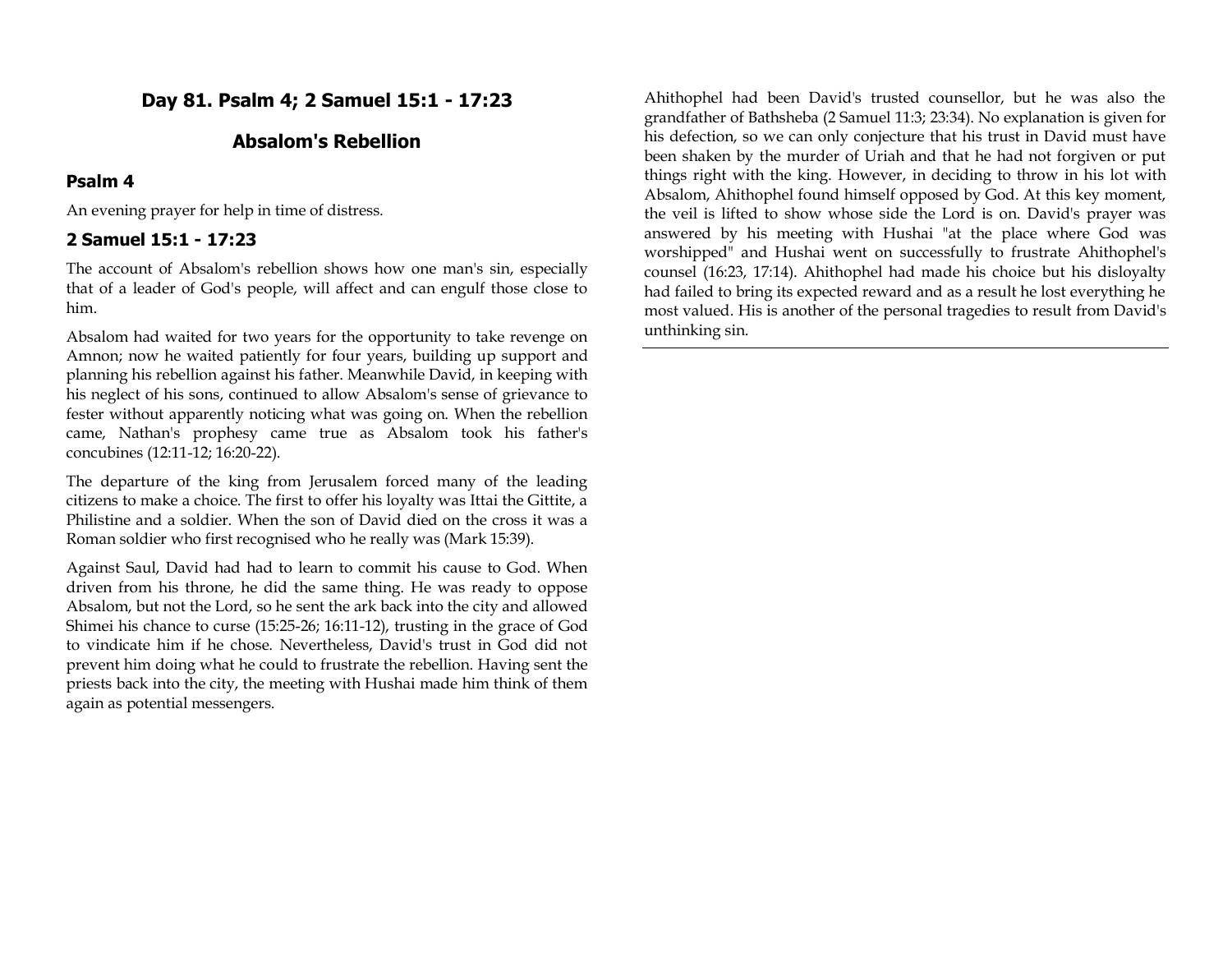## Day 81. Psalm 4; 2 Samuel 15:1 - 17:23

## Absalom's Rebellion

### Psalm 4

An evening prayer for help in time of distress.

### 2 Samuel 15:1 - 17:23

The account of Absalom's rebellion shows how one man's sin, especially that of a leader of God's people, will affect and can engulf those close to him.

Absalom had waited for two years for the opportunity to take revenge on Amnon; now he waited patiently for four years, building up support and planning his rebellion against his father. Meanwhile David, in keeping with his neglect of his sons, continued to allow Absalom's sense of grievance to fester without apparently noticing what was going on. When the rebellion came, Nathan's prophesy came true as Absalom took his father's concubines (12:11-12; 16:20-22).

The departure of the king from Jerusalem forced many of the leading citizens to make a choice. The first to offer his loyalty was Ittai the Gittite, a Philistine and a soldier. When the son of David died on the cross it was a Roman soldier who first recognised who he really was (Mark 15:39).

Against Saul, David had had to learn to commit his cause to God. When driven from his throne, he did the same thing. He was ready to oppose Absalom, but not the Lord, so he sent the ark back into the city and allowed Shimei his chance to curse (15:25-26; 16:11-12), trusting in the grace of God to vindicate him if he chose. Nevertheless, David's trust in God did not prevent him doing what he could to frustrate the rebellion. Having sent the priests back into the city, the meeting with Hushai made him think of them again as potential messengers.

Ahithophel had been David's trusted counsellor, but he was also the grandfather of Bathsheba (2 Samuel 11:3; 23:34). No explanation is given for his defection, so we can only conjecture that his trust in David must have been shaken by the murder of Uriah and that he had not forgiven or put things right with the king. However, in deciding to throw in his lot with Absalom, Ahithophel found himself opposed by God. At this key moment, the veil is lifted to show whose side the Lord is on. David's prayer was answered by his meeting with Hushai "at the place where God was worshipped" and Hushai went on successfully to frustrate Ahithophel's counsel (16:23, 17:14). Ahithophel had made his choice but his disloyalty had failed to bring its expected reward and as a result he lost everything he most valued. His is another of the personal tragedies to result from David's unthinking sin.

---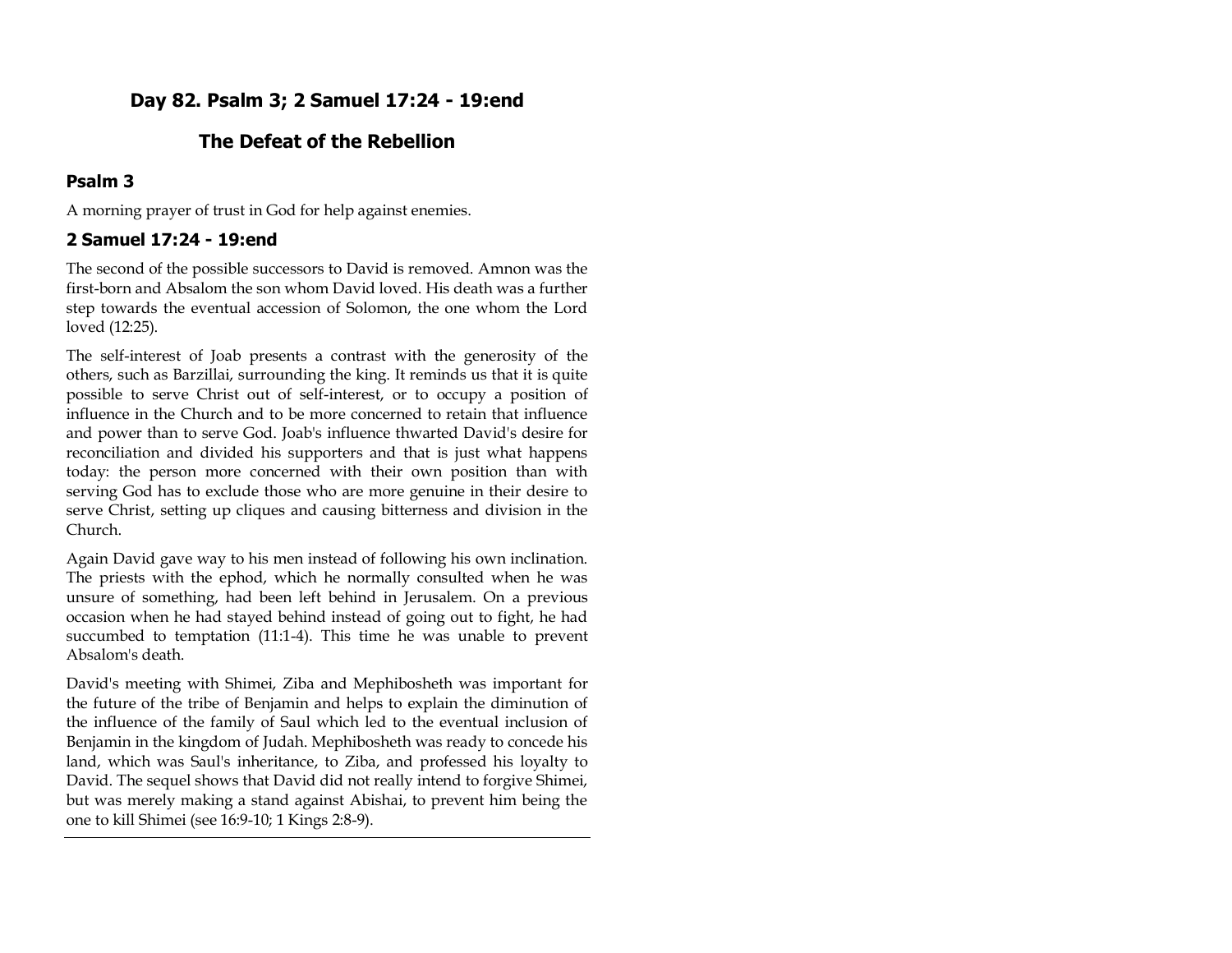## Day 82. Psalm 3; 2 Samuel 17:24 - 19:end

## The Defeat of the Rebellion

### Psalm 3

A morning prayer of trust in God for help against enemies.

### 2 Samuel 17:24 - 19:end

The second of the possible successors to David is removed. Amnon was the first-born and Absalom the son whom David loved. His death was a further step towards the eventual accession of Solomon, the one whom the Lord loved (12:25).

The self-interest of Joab presents a contrast with the generosity of the others, such as Barzillai, surrounding the king. It reminds us that it is quite possible to serve Christ out of self-interest, or to occupy a position of influence in the Church and to be more concerned to retain that influence and power than to serve God. Joab's influence thwarted David's desire for reconciliation and divided his supporters and that is just what happens today: the person more concerned with their own position than with serving God has to exclude those who are more genuine in their desire to serve Christ, setting up cliques and causing bitterness and division in the Church.

Again David gave way to his men instead of following his own inclination. The priests with the ephod, which he normally consulted when he was unsure of something, had been left behind in Jerusalem. On a previous occasion when he had stayed behind instead of going out to fight, he had succumbed to temptation (11:1-4). This time he was unable to prevent Absalom's death.

David's meeting with Shimei, Ziba and Mephibosheth was important for the future of the tribe of Benjamin and helps to explain the diminution of the influence of the family of Saul which led to the eventual inclusion of Benjamin in the kingdom of Judah. Mephibosheth was ready to concede his land, which was Saul's inheritance, to Ziba, and professed his loyalty to David. The sequel shows that David did not really intend to forgive Shimei, but was merely making a stand against Abishai, to prevent him being the one to kill Shimei (see 16:9-10; 1 Kings 2:8-9).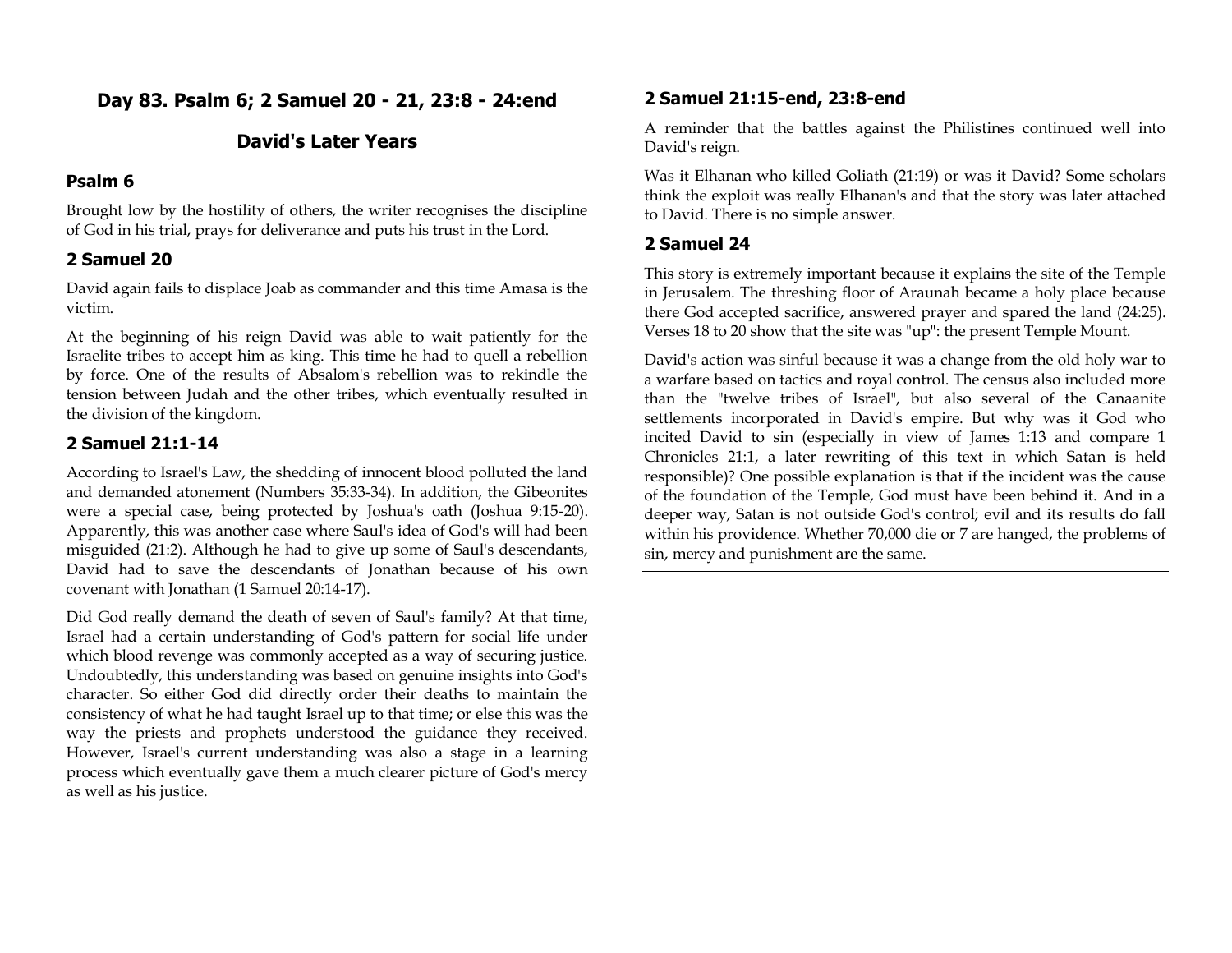## Day 83. Psalm 6; 2 Samuel 20 - 21, 23:8 - 24:end

## David's Later Years

### Psalm 6

Brought low by the hostility of others, the writer recognises the discipline of God in his trial, prays for deliverance and puts his trust in the Lord.

### 2 Samuel 20

David again fails to displace Joab as commander and this time Amasa is the victim.

At the beginning of his reign David was able to wait patiently for the Israelite tribes to accept him as king. This time he had to quell a rebellion by force. One of the results of Absalom's rebellion was to rekindle the tension between Judah and the other tribes, which eventually resulted in the division of the kingdom.

### 2 Samuel 21:1-14

According to Israel's Law, the shedding of innocent blood polluted the land and demanded atonement (Numbers 35:33-34). In addition, the Gibeonites were a special case, being protected by Joshua's oath (Joshua 9:15-20). Apparently, this was another case where Saul's idea of God's will had been misguided (21:2). Although he had to give up some of Saul's descendants, David had to save the descendants of Jonathan because of his own covenant with Jonathan (1 Samuel 20:14-17).

Did God really demand the death of seven of Saul's family? At that time, Israel had a certain understanding of God's pattern for social life under which blood revenge was commonly accepted as a way of securing justice. Undoubtedly, this understanding was based on genuine insights into God's character. So either God did directly order their deaths to maintain the consistency of what he had taught Israel up to that time; or else this was the way the priests and prophets understood the guidance they received. However, Israel's current understanding was also a stage in a learning process which eventually gave them a much clearer picture of God's mercy as well as his justice.

### 2 Samuel 21:15-end, 23:8-end

A reminder that the battles against the Philistines continued well into David's reign.

Was it Elhanan who killed Goliath (21:19) or was it David? Some scholars think the exploit was really Elhanan's and that the story was later attached to David. There is no simple answer.

### 2 Samuel 24

This story is extremely important because it explains the site of the Temple in Jerusalem. The threshing floor of Araunah became a holy place because there God accepted sacrifice, answered prayer and spared the land (24:25). Verses 18 to 20 show that the site was "up": the present Temple Mount.

David's action was sinful because it was a change from the old holy war to a warfare based on tactics and royal control. The census also included more than the "twelve tribes of Israel", but also several of the Canaanite settlements incorporated in David's empire. But why was it God who incited David to sin (especially in view of James 1:13 and compare 1 Chronicles 21:1, a later rewriting of this text in which Satan is held responsible)? One possible explanation is that if the incident was the cause of the foundation of the Temple, God must have been behind it. And in a deeper way, Satan is not outside God's control; evil and its results do fall within his providence. Whether 70,000 die or 7 are hanged, the problems of sin, mercy and punishment are the same.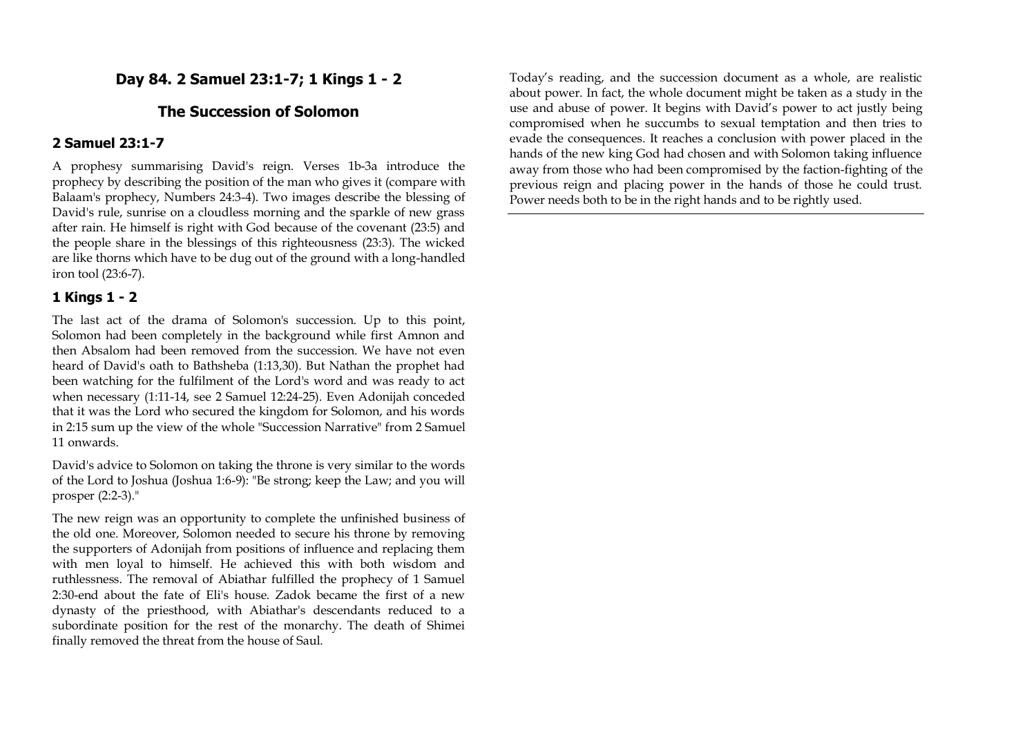## Day 84. 2 Samuel 23:1-7; 1 Kings 1 - 2

## The Succession of Solomon

### 2 Samuel 23:1-7

A prophesy summarising David's reign. Verses 1b-3a introduce the prophecy by describing the position of the man who gives it (compare with Balaam's prophecy, Numbers 24:3-4). Two images describe the blessing of David's rule, sunrise on a cloudless morning and the sparkle of new grass after rain. He himself is right with God because of the covenant (23:5) and the people share in the blessings of this righteousness (23:3). The wicked are like thorns which have to be dug out of the ground with a long-handled iron tool (23:6-7).

### 1 Kings 1 - 2

The last act of the drama of Solomon's succession. Up to this point, Solomon had been completely in the background while first Amnon and then Absalom had been removed from the succession. We have not even heard of David's oath to Bathsheba (1:13,30). But Nathan the prophet had been watching for the fulfilment of the Lord's word and was ready to act when necessary (1:11-14, see 2 Samuel 12:24-25). Even Adonijah conceded that it was the Lord who secured the kingdom for Solomon, and his words in 2:15 sum up the view of the whole "Succession Narrative" from 2 Samuel 11 onwards.

David's advice to Solomon on taking the throne is very similar to the words of the Lord to Joshua (Joshua 1:6-9): "Be strong; keep the Law; and you will prosper (2:2-3)."

The new reign was an opportunity to complete the unfinished business of the old one. Moreover, Solomon needed to secure his throne by removing the supporters of Adonijah from positions of influence and replacing them with men loyal to himself. He achieved this with both wisdom and ruthlessness. The removal of Abiathar fulfilled the prophecy of 1 Samuel 2:30-end about the fate of Eli's house. Zadok became the first of a new dynasty of the priesthood, with Abiathar's descendants reduced to a subordinate position for the rest of the monarchy. The death of Shimei finally removed the threat from the house of Saul.

Today's reading, and the succession document as a whole, are realistic about power. In fact, the whole document might be taken as a study in the use and abuse of power. It begins with David's power to act justly being compromised when he succumbs to sexual temptation and then tries to evade the consequences. It reaches a conclusion with power placed in the hands of the new king God had chosen and with Solomon taking influence away from those who had been compromised by the faction-fighting of the previous reign and placing power in the hands of those he could trust. Power needs both to be in the right hands and to be rightly used.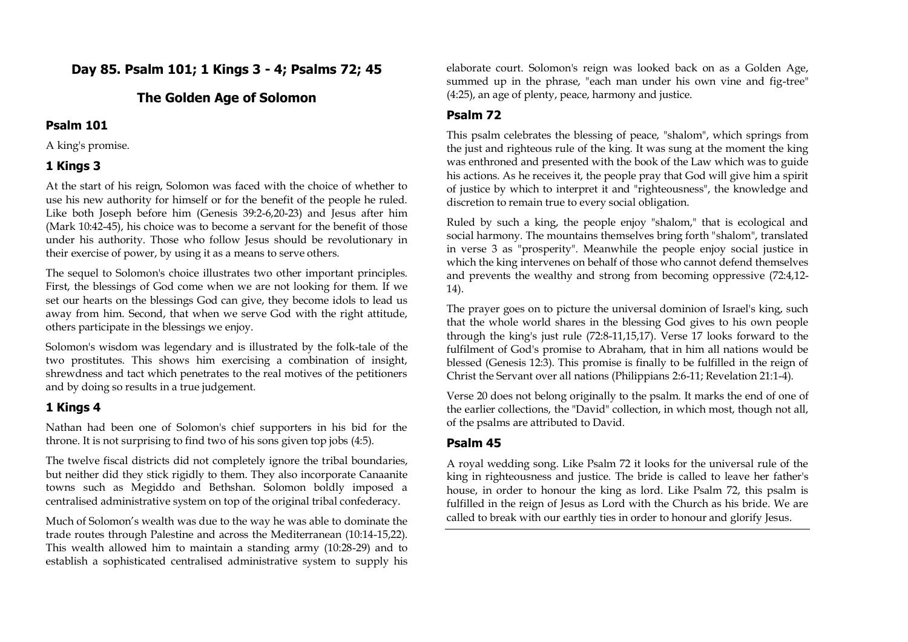## Day 85. Psalm 101; 1 Kings 3 - 4; Psalms 72; 45

## The Golden Age of Solomon

### Psalm 101

A king's promise.

### 1 Kings 3

At the start of his reign, Solomon was faced with the choice of whether to use his new authority for himself or for the benefit of the people he ruled. Like both Joseph before him (Genesis 39:2-6,20-23) and Jesus after him (Mark 10:42-45), his choice was to become a servant for the benefit of those under his authority. Those who follow Jesus should be revolutionary in their exercise of power, by using it as a means to serve others.

The sequel to Solomon's choice illustrates two other important principles. First, the blessings of God come when we are not looking for them. If we set our hearts on the blessings God can give, they become idols to lead us away from him. Second, that when we serve God with the right attitude, others participate in the blessings we enjoy.

Solomon's wisdom was legendary and is illustrated by the folk-tale of the two prostitutes. This shows him exercising a combination of insight, shrewdness and tact which penetrates to the real motives of the petitioners and by doing so results in a true judgement.

### 1 Kings 4

Nathan had been one of Solomon's chief supporters in his bid for the throne. It is not surprising to find two of his sons given top jobs (4:5).

The twelve fiscal districts did not completely ignore the tribal boundaries, but neither did they stick rigidly to them. They also incorporate Canaanite towns such as Megiddo and Bethshan. Solomon boldly imposed a centralised administrative system on top of the original tribal confederacy.

Much of Solomon's wealth was due to the way he was able to dominate the trade routes through Palestine and across the Mediterranean (10:14-15,22). This wealth allowed him to maintain a standing army (10:28-29) and to establish a sophisticated centralised administrative system to supply his elaborate court. Solomon's reign was looked back on as a Golden Age, summed up in the phrase, "each man under his own vine and fig-tree" (4:25), an age of plenty, peace, harmony and justice.

### Psalm 72

This psalm celebrates the blessing of peace, "shalom", which springs from the just and righteous rule of the king. It was sung at the moment the king was enthroned and presented with the book of the Law which was to guide his actions. As he receives it, the people pray that God will give him a spirit of justice by which to interpret it and "righteousness", the knowledge and discretion to remain true to every social obligation.

Ruled by such a king, the people enjoy "shalom," that is ecological and social harmony. The mountains themselves bring forth "shalom", translated in verse 3 as "prosperity". Meanwhile the people enjoy social justice in which the king intervenes on behalf of those who cannot defend themselves and prevents the wealthy and strong from becoming oppressive (72:4,12-14).

The prayer goes on to picture the universal dominion of Israel's king, such that the whole world shares in the blessing God gives to his own people through the king's just rule (72:8-11,15,17). Verse 17 looks forward to the fulfilment of God's promise to Abraham, that in him all nations would be blessed (Genesis 12:3). This promise is finally to be fulfilled in the reign of Christ the Servant over all nations (Philippians 2:6-11; Revelation 21:1-4).

Verse 20 does not belong originally to the psalm. It marks the end of one of the earlier collections, the "David" collection, in which most, though not all, of the psalms are attributed to David.

### Psalm 45

A royal wedding song. Like Psalm 72 it looks for the universal rule of the king in righteousness and justice. The bride is called to leave her father's house, in order to honour the king as lord. Like Psalm 72, this psalm is fulfilled in the reign of Jesus as Lord with the Church as his bride. We are called to break with our earthly ties in order to honour and glorify Jesus.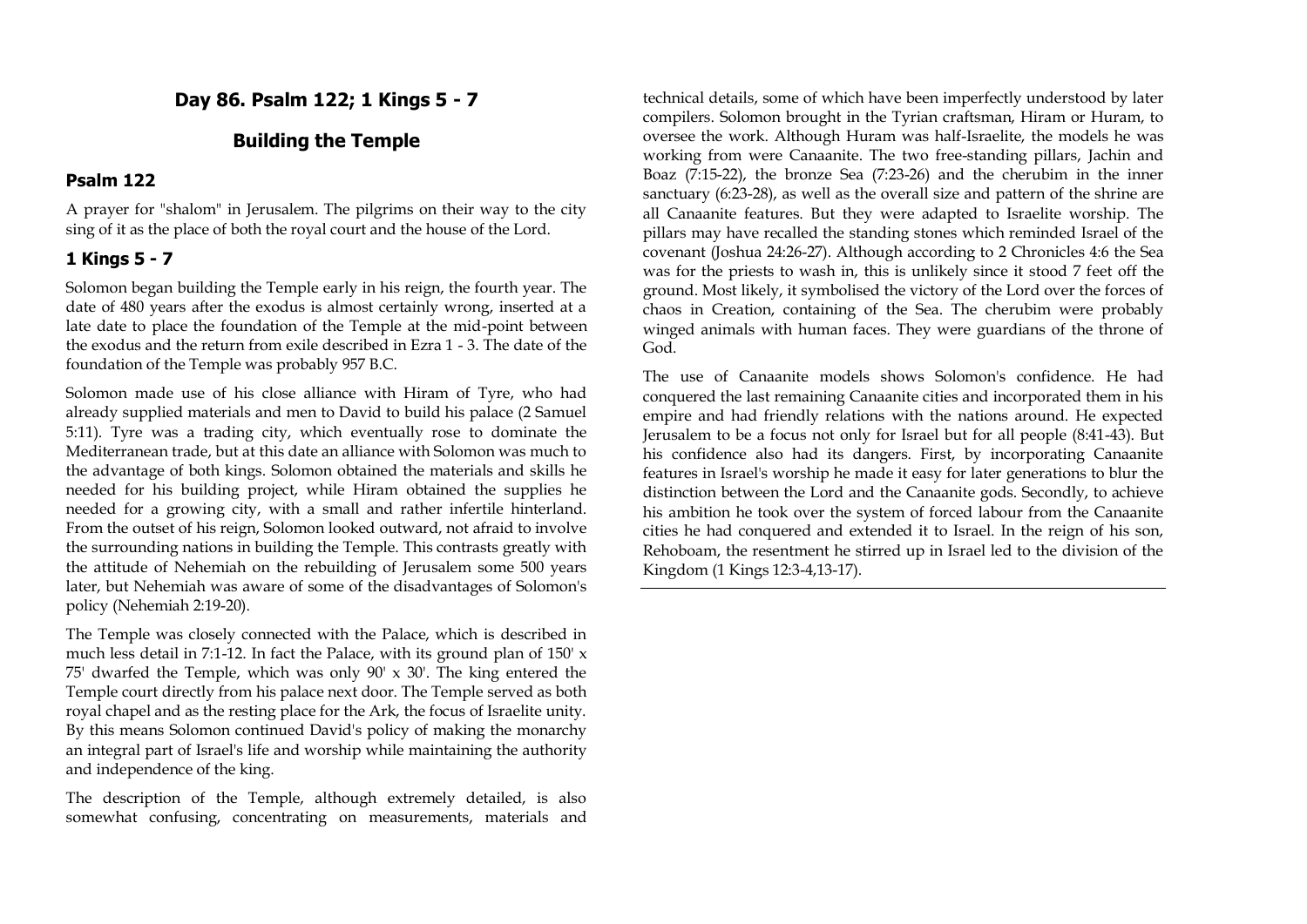# Day 86. Psalm 122; 1 Kings 5 - 7

## Building the Temple

### Psalm 122

A prayer for "shalom" in Jerusalem. The pilgrims on their way to the city sing of it as the place of both the royal court and the house of the Lord.

### 1 Kings 5 - 7

Solomon began building the Temple early in his reign, the fourth year. The date of 480 years after the exodus is almost certainly wrong, inserted at a late date to place the foundation of the Temple at the mid-point between the exodus and the return from exile described in Ezra 1 - 3. The date of the foundation of the Temple was probably 957 B.C.

Solomon made use of his close alliance with Hiram of Tyre, who had already supplied materials and men to David to build his palace (2 Samuel 5:11). Tyre was a trading city, which eventually rose to dominate the Mediterranean trade, but at this date an alliance with Solomon was much to the advantage of both kings. Solomon obtained the materials and skills he needed for his building project, while Hiram obtained the supplies he needed for a growing city, with a small and rather infertile hinterland. From the outset of his reign, Solomon looked outward, not afraid to involve the surrounding nations in building the Temple. This contrasts greatly with the attitude of Nehemiah on the rebuilding of Jerusalem some 500 years later, but Nehemiah was aware of some of the disadvantages of Solomon's policy (Nehemiah 2:19-20).

The Temple was closely connected with the Palace, which is described in much less detail in 7:1-12. In fact the Palace, with its ground plan of 150' x 75' dwarfed the Temple, which was only 90' x 30'. The king entered the Temple court directly from his palace next door. The Temple served as both royal chapel and as the resting place for the Ark, the focus of Israelite unity. By this means Solomon continued David's policy of making the monarchy an integral part of Israel's life and worship while maintaining the authority and independence of the king.

The description of the Temple, although extremely detailed, is also somewhat confusing, concentrating on measurements, materials and technical details, some of which have been imperfectly understood by later compilers. Solomon brought in the Tyrian craftsman, Hiram or Huram, to oversee the work. Although Huram was half-Israelite, the models he was working from were Canaanite. The two free-standing pillars, Jachin and Boaz (7:15-22), the bronze Sea (7:23-26) and the cherubim in the inner sanctuary (6:23-28), as well as the overall size and pattern of the shrine are all Canaanite features. But they were adapted to Israelite worship. The pillars may have recalled the standing stones which reminded Israel of the covenant (Joshua 24:26-27). Although according to 2 Chronicles 4:6 the Sea was for the priests to wash in, this is unlikely since it stood 7 feet off the ground. Most likely, it symbolised the victory of the Lord over the forces of chaos in Creation, containing of the Sea. The cherubim were probably winged animals with human faces. They were guardians of the throne of God.

The use of Canaanite models shows Solomon's confidence. He had conquered the last remaining Canaanite cities and incorporated them in his empire and had friendly relations with the nations around. He expected Jerusalem to be a focus not only for Israel but for all people (8:41-43). But his confidence also had its dangers. First, by incorporating Canaanite features in Israel's worship he made it easy for later generations to blur the distinction between the Lord and the Canaanite gods. Secondly, to achieve his ambition he took over the system of forced labour from the Canaanite cities he had conquered and extended it to Israel. In the reign of his son, Rehoboam, the resentment he stirred up in Israel led to the division of the Kingdom (1 Kings 12:3-4,13-17).

---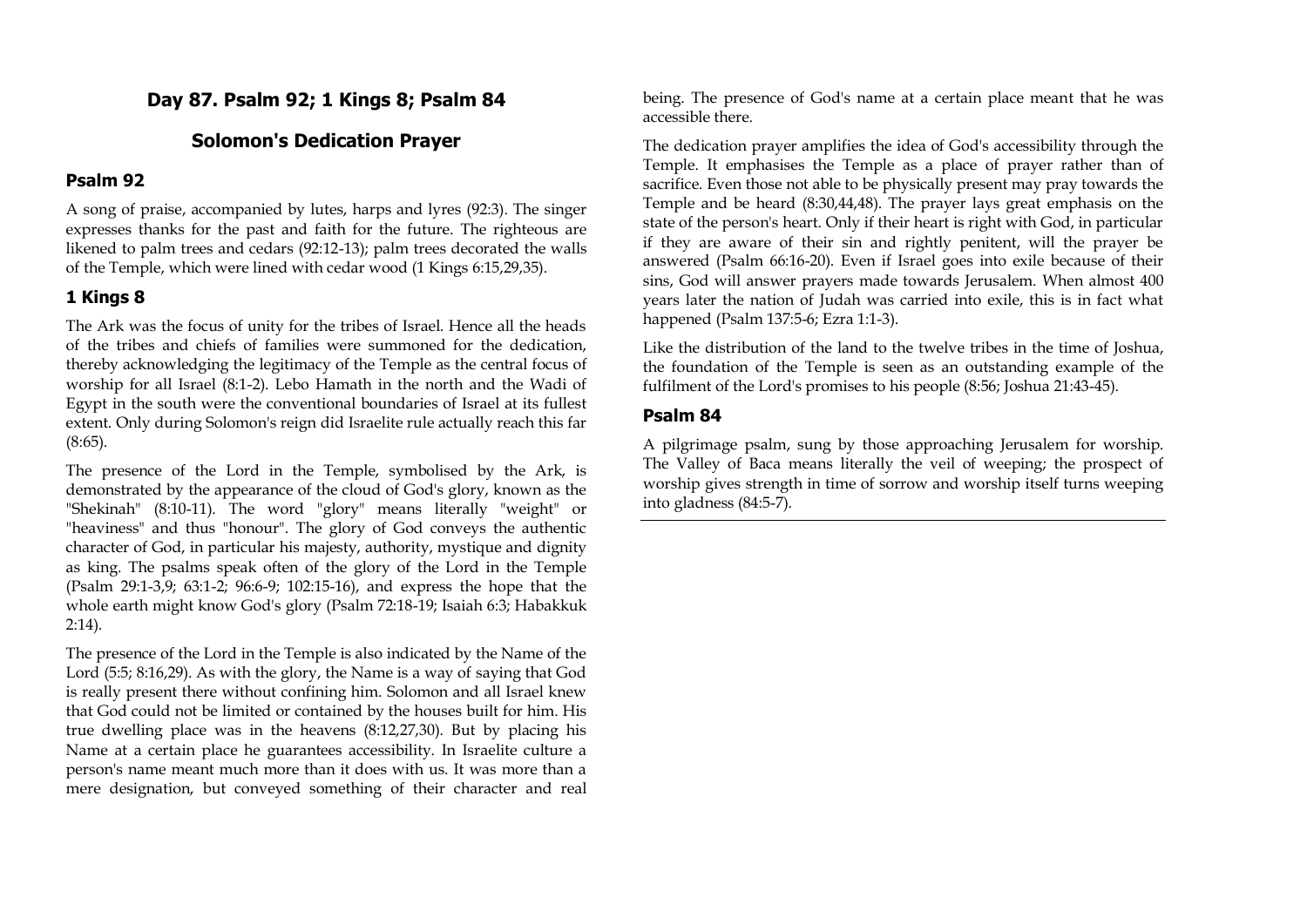## Day 87. Psalm 92; 1 Kings 8; Psalm 84

## Solomon's Dedication Prayer

### Psalm 92

A song of praise, accompanied by lutes, harps and lyres (92:3). The singer expresses thanks for the past and faith for the future. The righteous are likened to palm trees and cedars (92:12-13); palm trees decorated the walls of the Temple, which were lined with cedar wood (1 Kings 6:15,29,35).

### 1 Kings 8

The Ark was the focus of unity for the tribes of Israel. Hence all the heads of the tribes and chiefs of families were summoned for the dedication, thereby acknowledging the legitimacy of the Temple as the central focus of worship for all Israel (8:1-2). Lebo Hamath in the north and the Wadi of Egypt in the south were the conventional boundaries of Israel at its fullest extent. Only during Solomon's reign did Israelite rule actually reach this far (8:65).

The presence of the Lord in the Temple, symbolised by the Ark, is demonstrated by the appearance of the cloud of God's glory, known as the "Shekinah" (8:10-11). The word "glory" means literally "weight" or "heaviness" and thus "honour". The glory of God conveys the authentic character of God, in particular his majesty, authority, mystique and dignity as king. The psalms speak often of the glory of the Lord in the Temple (Psalm 29:1-3,9; 63:1-2; 96:6-9; 102:15-16), and express the hope that the whole earth might know God's glory (Psalm 72:18-19; Isaiah 6:3; Habakkuk 2:14).

The presence of the Lord in the Temple is also indicated by the Name of the Lord (5:5; 8:16,29). As with the glory, the Name is a way of saying that God is really present there without confining him. Solomon and all Israel knew that God could not be limited or contained by the houses built for him. His true dwelling place was in the heavens (8:12,27,30). But by placing his Name at a certain place he guarantees accessibility. In Israelite culture a person's name meant much more than it does with us. It was more than a mere designation, but conveyed something of their character and real being. The presence of God's name at a certain place meant that he was accessible there.

The dedication prayer amplifies the idea of God's accessibility through the Temple. It emphasises the Temple as a place of prayer rather than of sacrifice. Even those not able to be physically present may pray towards the Temple and be heard (8:30,44,48). The prayer lays great emphasis on the state of the person's heart. Only if their heart is right with God, in particular if they are aware of their sin and rightly penitent, will the prayer be answered (Psalm 66:16-20). Even if Israel goes into exile because of their sins, God will answer prayers made towards Jerusalem. When almost 400 years later the nation of Judah was carried into exile, this is in fact what happened (Psalm 137:5-6; Ezra 1:1-3).

Like the distribution of the land to the twelve tribes in the time of Joshua, the foundation of the Temple is seen as an outstanding example of the fulfilment of the Lord's promises to his people (8:56; Joshua 21:43-45).

### Psalm 84

A pilgrimage psalm, sung by those approaching Jerusalem for worship. The Valley of Baca means literally the veil of weeping; the prospect of worship gives strength in time of sorrow and worship itself turns weeping into gladness (84:5-7).